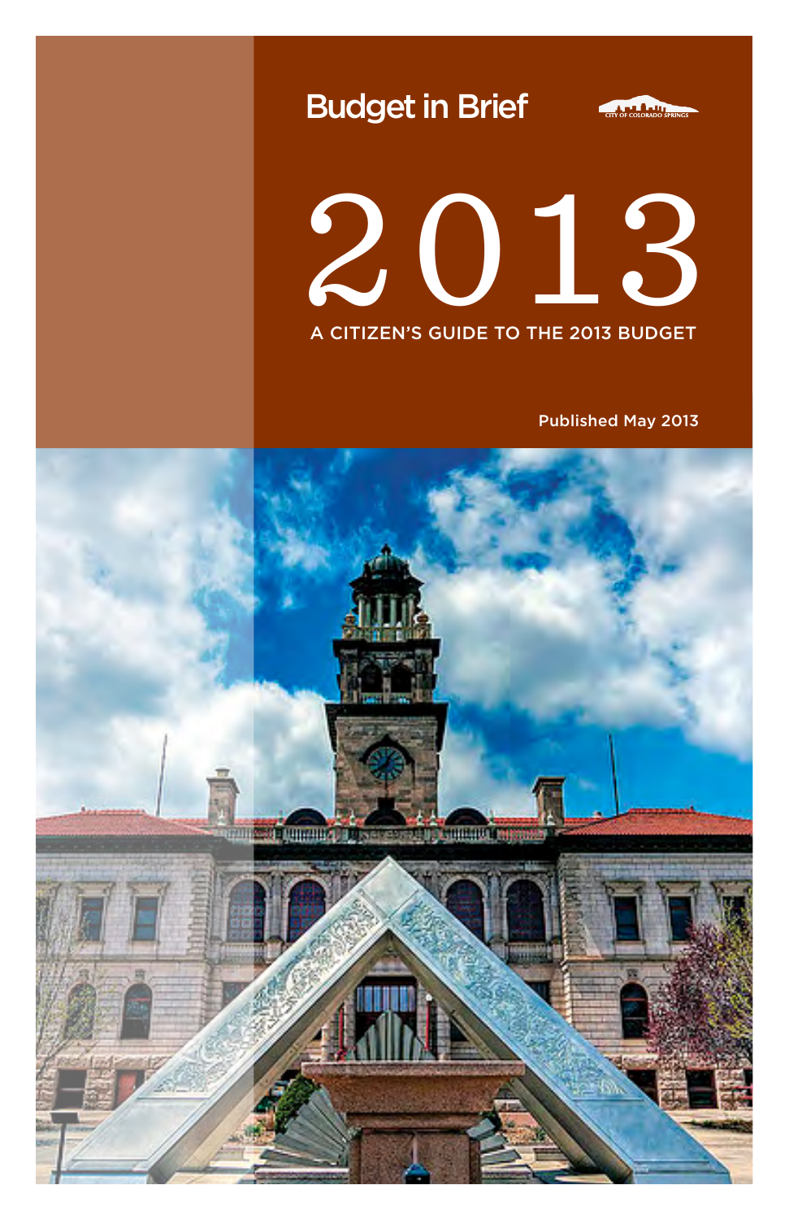# Budget in Brief

CITY OF COLORADO SPRINGS

# 2013

## A CITIZEN'S GUIDE TO THE 2013 BUDGET

Published May 2013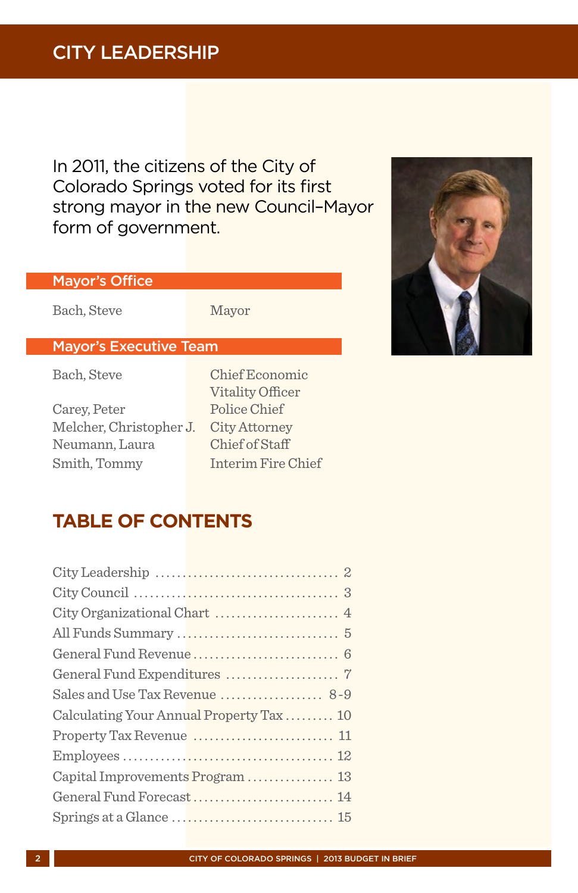# CITY LEADERSHIP

In 2011, the citizens of the City of Colorado Springs voted for its first strong mayor in the new Council–Mayor form of government.

## Mayor's Office

| | |
|---|---|
| Bach, Steve | Mayor |

## Mayor's Executive Team

| | |
|---|---|
| Bach, Steve | Chief Economic Vitality Officer |
| Carey, Peter | Police Chief |
| Melcher, Christopher J. | City Attorney |
| Neumann, Laura | Chief of Staff |
| Smith, Tommy | Interim Fire Chief |

## TABLE OF CONTENTS

| | |
|---|---|
| City Leadership | 2 |
| City Council | 3 |
| City Organizational Chart | 4 |
| All Funds Summary | 5 |
| General Fund Revenue | 6 |
| General Fund Expenditures | 7 |
| Sales and Use Tax Revenue | 8-9 |
| Calculating Your Annual Property Tax | 10 |
| Property Tax Revenue | 11 |
| Employees | 12 |
| Capital Improvements Program | 13 |
| General Fund Forecast | 14 |
| Springs at a Glance | 15 |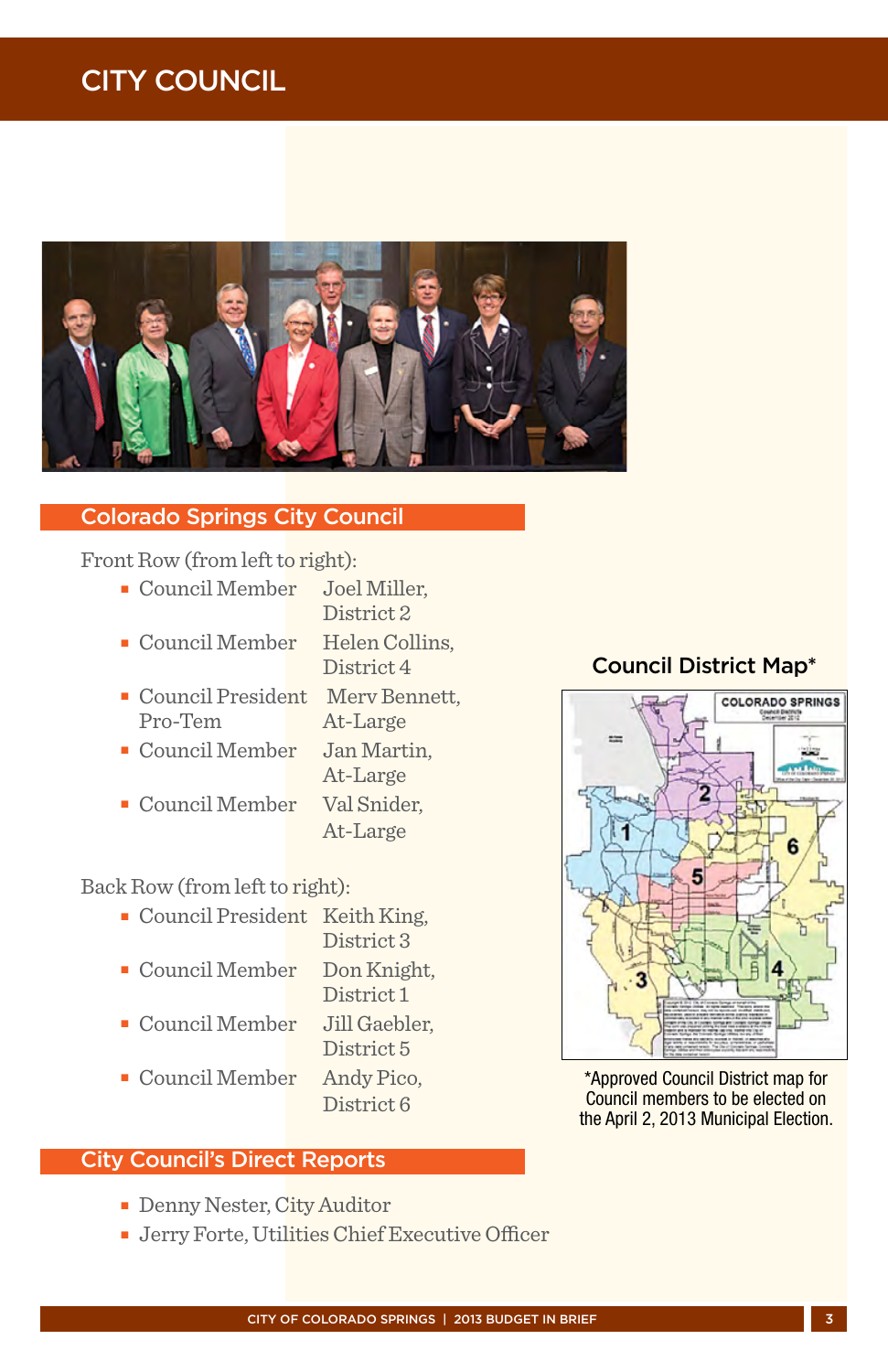# CITY COUNCIL

## Colorado Springs City Council

Front Row (from left to right):

- Council Member Joel Miller, District 2
- Council Member Helen Collins, District 4
- Council President Pro-Tem Merv Bennett, At-Large
- Council Member Jan Martin, At-Large
- Council Member Val Snider, At-Large

Back Row (from left to right):

- Council President Keith King, District 3
- Council Member Don Knight, District 1
- Council Member Jill Gaebler, District 5
- Council Member Andy Pico, District 6

## City Council's Direct Reports

- Denny Nester, City Auditor
- Jerry Forte, Utilities Chief Executive Officer

### Council District Map*

*Approved Council District map for Council members to be elected on the April 2, 2013 Municipal Election.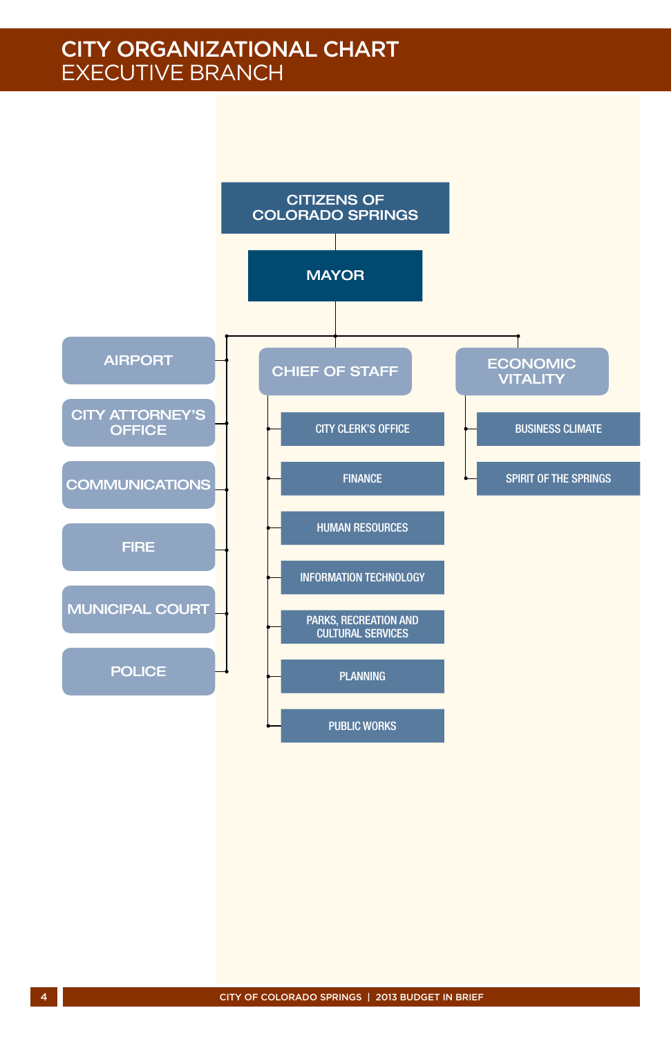# CITY ORGANIZATIONAL CHART
## EXECUTIVE BRANCH

- CITIZENS OF COLORADO SPRINGS
  - MAYOR
    - AIRPORT
    - CITY ATTORNEY'S OFFICE
    - COMMUNICATIONS
    - FIRE
    - MUNICIPAL COURT
    - POLICE
    - CHIEF OF STAFF
      - CITY CLERK'S OFFICE
      - FINANCE
      - HUMAN RESOURCES
      - INFORMATION TECHNOLOGY
      - PARKS, RECREATION AND CULTURAL SERVICES
      - PLANNING
      - PUBLIC WORKS
    - ECONOMIC VITALITY
      - BUSINESS CLIMATE
      - SPIRIT OF THE SPRINGS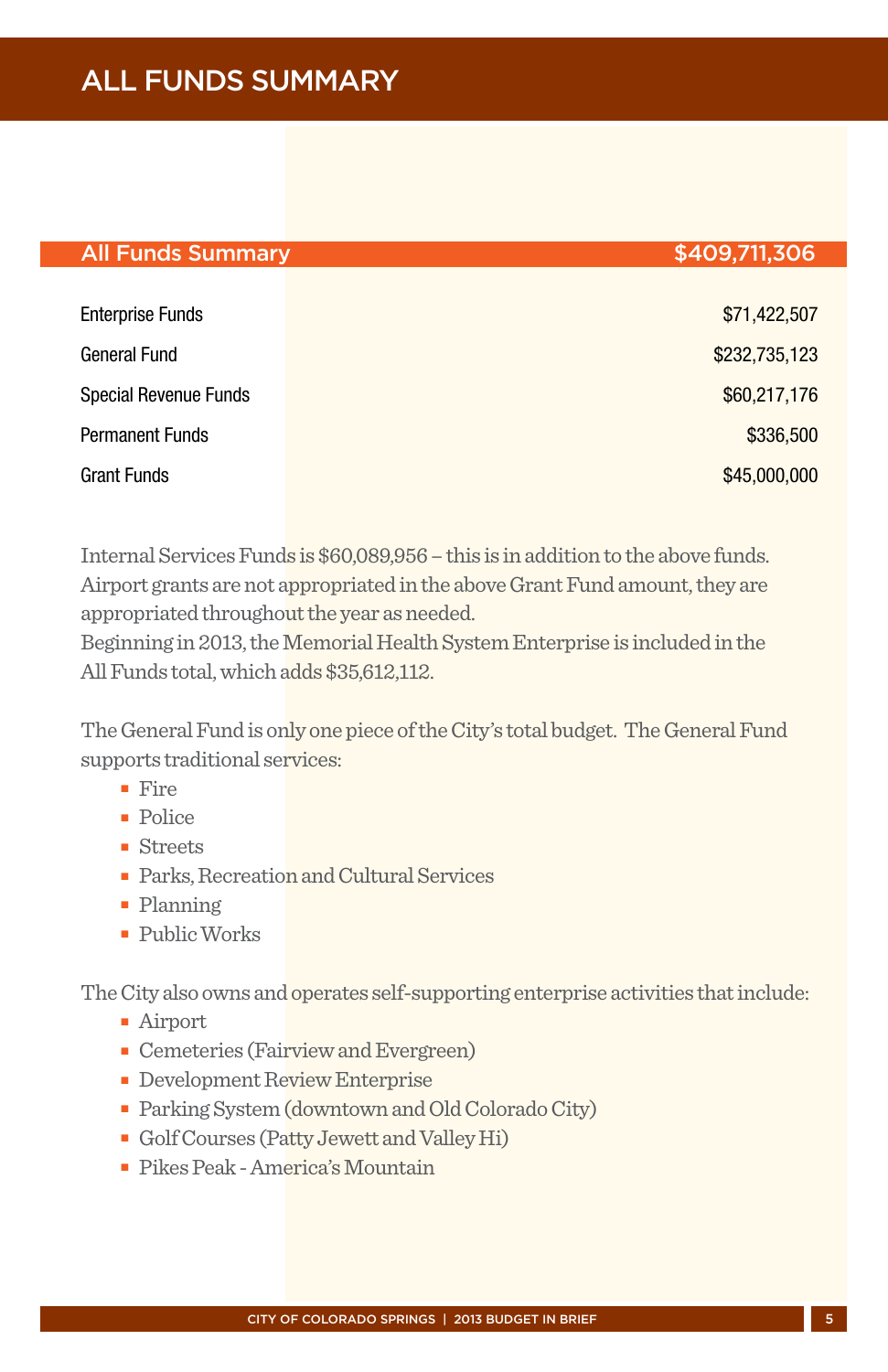# ALL FUNDS SUMMARY

| All Funds Summary | $409,711,306 |
|---|---|
| Enterprise Funds | $71,422,507 |
| General Fund | $232,735,123 |
| Special Revenue Funds | $60,217,176 |
| Permanent Funds | $336,500 |
| Grant Funds | $45,000,000 |

Internal Services Funds is $60,089,956 – this is in addition to the above funds. Airport grants are not appropriated in the above Grant Fund amount, they are appropriated throughout the year as needed.
Beginning in 2013, the Memorial Health System Enterprise is included in the All Funds total, which adds $35,612,112.

The General Fund is only one piece of the City's total budget. The General Fund supports traditional services:

- Fire
- Police
- Streets
- Parks, Recreation and Cultural Services
- Planning
- Public Works

The City also owns and operates self-supporting enterprise activities that include:

- Airport
- Cemeteries (Fairview and Evergreen)
- Development Review Enterprise
- Parking System (downtown and Old Colorado City)
- Golf Courses (Patty Jewett and Valley Hi)
- Pikes Peak - America's Mountain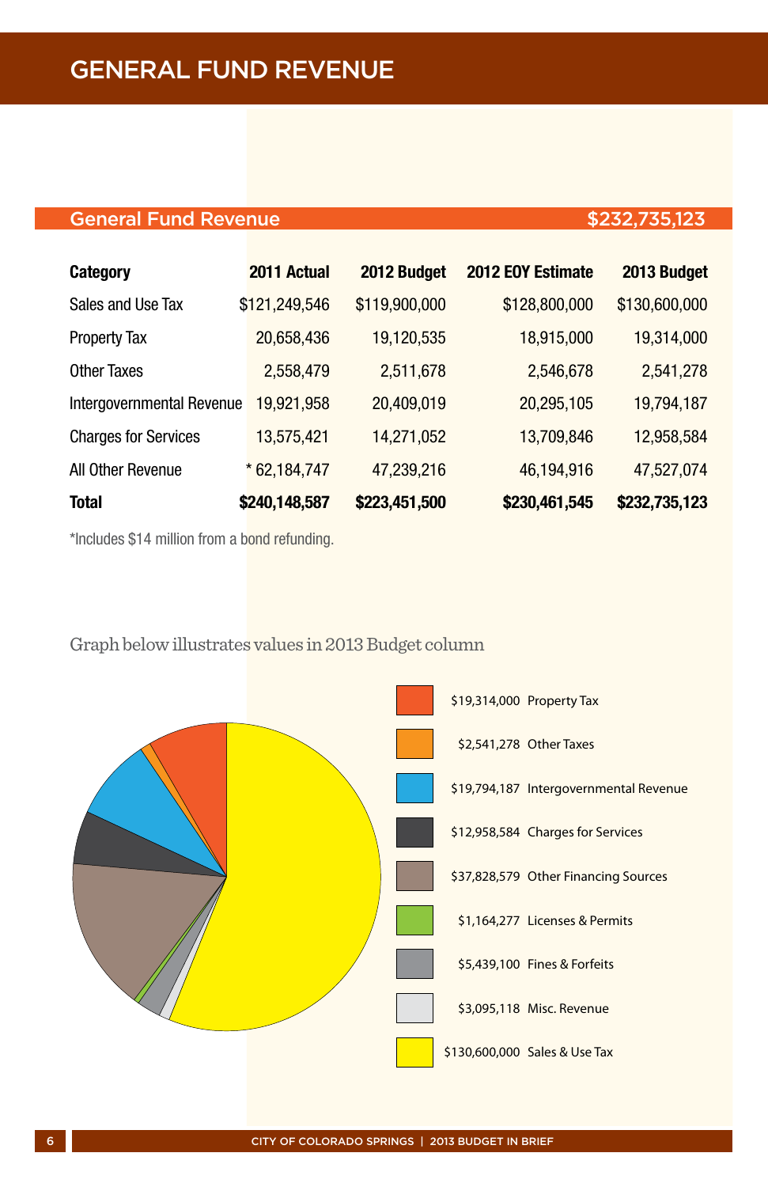# GENERAL FUND REVENUE

## General Fund Revenue $232,735,123

| Category | 2011 Actual | 2012 Budget | 2012 EOY Estimate | 2013 Budget |
|---|---|---|---|---|
| Sales and Use Tax | $121,249,546 | $119,900,000 | $128,800,000 | $130,600,000 |
| Property Tax | 20,658,436 | 19,120,535 | 18,915,000 | 19,314,000 |
| Other Taxes | 2,558,479 | 2,511,678 | 2,546,678 | 2,541,278 |
| Intergovernmental Revenue | 19,921,958 | 20,409,019 | 20,295,105 | 19,794,187 |
| Charges for Services | 13,575,421 | 14,271,052 | 13,709,846 | 12,958,584 |
| All Other Revenue | * 62,184,747 | 47,239,216 | 46,194,916 | 47,527,074 |
| **Total** | **$240,148,587** | **$223,451,500** | **$230,461,545** | **$232,735,123** |

*Includes $14 million from a bond refunding.

Graph below illustrates values in 2013 Budget column

- $19,314,000 Property Tax
- $2,541,278 Other Taxes
- $19,794,187 Intergovernmental Revenue
- $12,958,584 Charges for Services
- $37,828,579 Other Financing Sources
- $1,164,277 Licenses & Permits
- $5,439,100 Fines & Forfeits
- $3,095,118 Misc. Revenue
- $130,600,000 Sales & Use Tax

CITY OF COLORADO SPRINGS | 2013 BUDGET IN BRIEF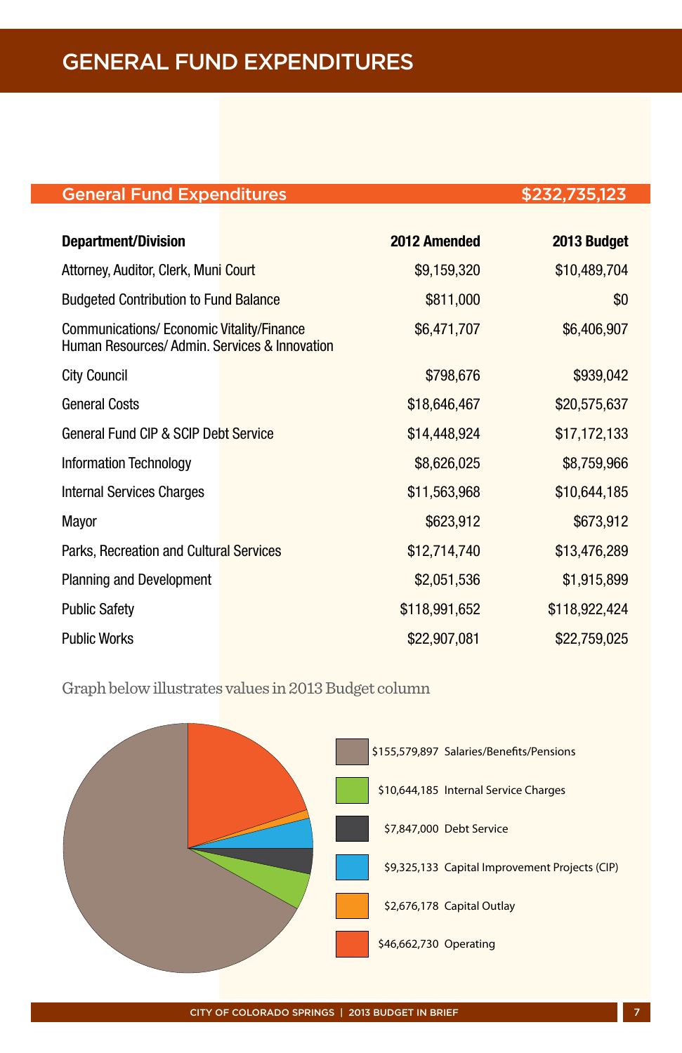# GENERAL FUND EXPENDITURES

## General Fund Expenditures $232,735,123

| Department/Division | 2012 Amended | 2013 Budget |
|---|---|---|
| Attorney, Auditor, Clerk, Muni Court | $9,159,320 | $10,489,704 |
| Budgeted Contribution to Fund Balance | $811,000 | $0 |
| Communications/ Economic Vitality/Finance Human Resources/ Admin. Services & Innovation | $6,471,707 | $6,406,907 |
| City Council | $798,676 | $939,042 |
| General Costs | $18,646,467 | $20,575,637 |
| General Fund CIP & SCIP Debt Service | $14,448,924 | $17,172,133 |
| Information Technology | $8,626,025 | $8,759,966 |
| Internal Services Charges | $11,563,968 | $10,644,185 |
| Mayor | $623,912 | $673,912 |
| Parks, Recreation and Cultural Services | $12,714,740 | $13,476,289 |
| Planning and Development | $2,051,536 | $1,915,899 |
| Public Safety | $118,991,652 | $118,922,424 |
| Public Works | $22,907,081 | $22,759,025 |

Graph below illustrates values in 2013 Budget column

- $155,579,897 Salaries/Benefits/Pensions
- $10,644,185 Internal Service Charges
- $7,847,000 Debt Service
- $9,325,133 Capital Improvement Projects (CIP)
- $2,676,178 Capital Outlay
- $46,662,730 Operating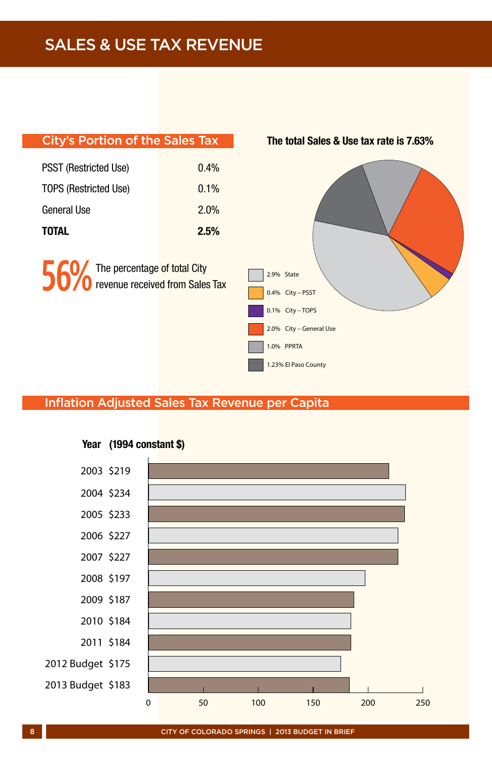# SALES & USE TAX REVENUE

## City's Portion of the Sales Tax

| | |
|---|---|
| PSST (Restricted Use) | 0.4% |
| TOPS (Restricted Use) | 0.1% |
| General Use | 2.0% |
| **TOTAL** | **2.5%** |

**56%** The percentage of total City revenue received from Sales Tax

**The total Sales & Use tax rate is 7.63%**

| Rate | Component |
|---|---|
| 2.9% | State |
| 0.4% | City – PSST |
| 0.1% | City – TOPS |
| 2.0% | City – General Use |
| 1.0% | PPRTA |
| 1.23% | El Paso County |

## Inflation Adjusted Sales Tax Revenue per Capita

| Year | (1994 constant $) |
|---|---|
| 2003 | $219 |
| 2004 | $234 |
| 2005 | $233 |
| 2006 | $227 |
| 2007 | $227 |
| 2008 | $197 |
| 2009 | $187 |
| 2010 | $184 |
| 2011 | $184 |
| 2012 Budget | $175 |
| 2013 Budget | $183 |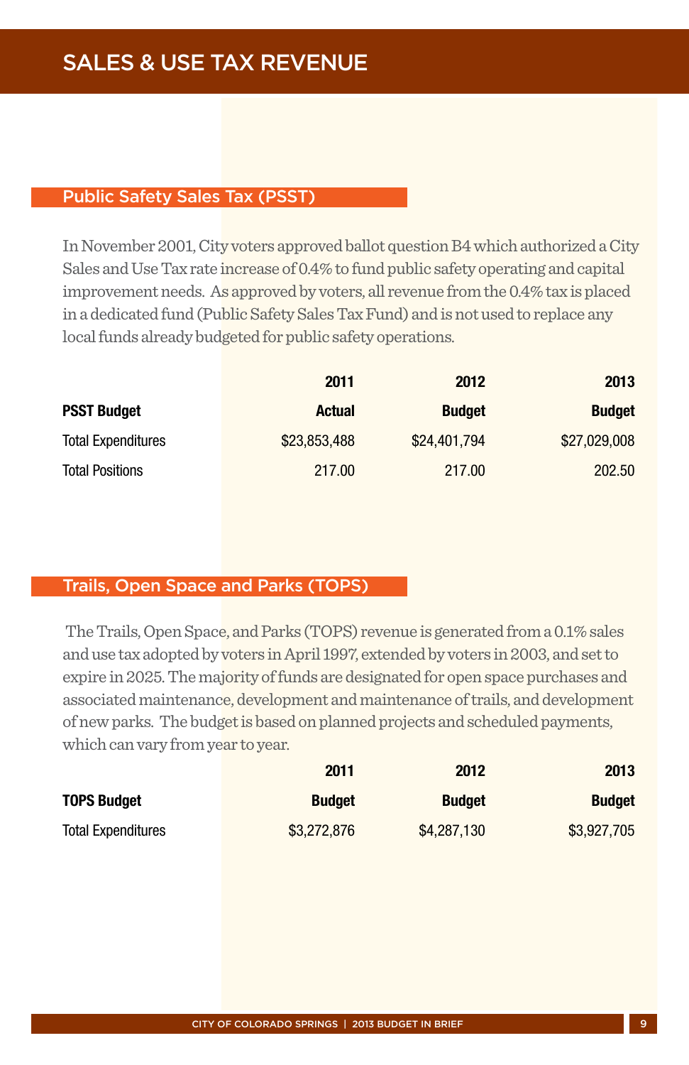# SALES & USE TAX REVENUE

## Public Safety Sales Tax (PSST)

In November 2001, City voters approved ballot question B4 which authorized a City Sales and Use Tax rate increase of 0.4% to fund public safety operating and capital improvement needs. As approved by voters, all revenue from the 0.4% tax is placed in a dedicated fund (Public Safety Sales Tax Fund) and is not used to replace any local funds already budgeted for public safety operations.

| | 2011 | 2012 | 2013 |
|---|---:|---:|---:|
| **PSST Budget** | **Actual** | **Budget** | **Budget** |
| Total Expenditures | $23,853,488 | $24,401,794 | $27,029,008 |
| Total Positions | 217.00 | 217.00 | 202.50 |

## Trails, Open Space and Parks (TOPS)

The Trails, Open Space, and Parks (TOPS) revenue is generated from a 0.1% sales and use tax adopted by voters in April 1997, extended by voters in 2003, and set to expire in 2025. The majority of funds are designated for open space purchases and associated maintenance, development and maintenance of trails, and development of new parks. The budget is based on planned projects and scheduled payments, which can vary from year to year.

| | 2011 | 2012 | 2013 |
|---|---:|---:|---:|
| **TOPS Budget** | **Budget** | **Budget** | **Budget** |
| Total Expenditures | $3,272,876 | $4,287,130 | $3,927,705 |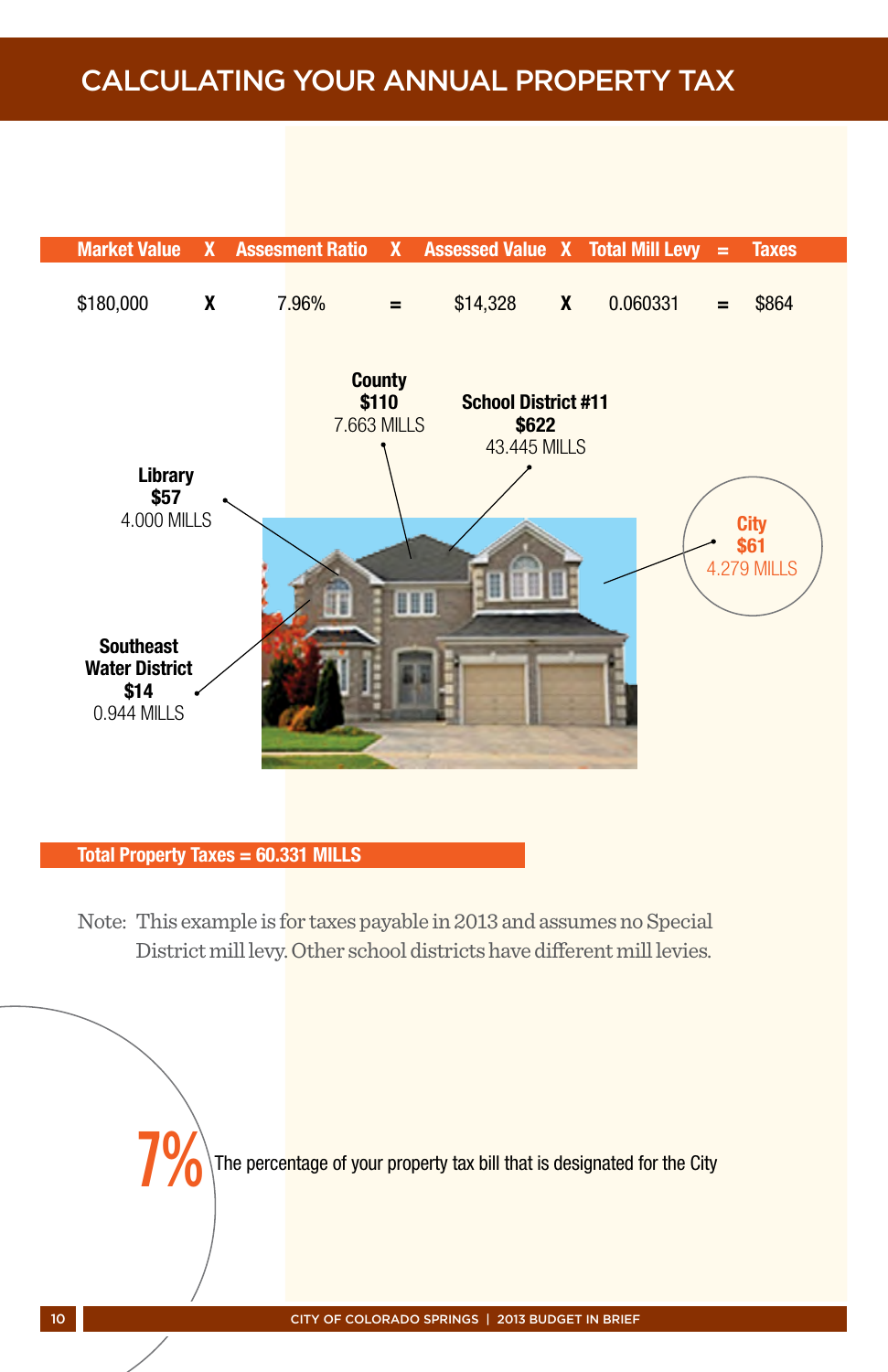# CALCULATING YOUR ANNUAL PROPERTY TAX

| Market Value | X | Assesment Ratio | X | Assessed Value | X | Total Mill Levy | = | Taxes |
|---|---|---|---|---|---|---|---|---|
| $180,000 | X | 7.96% | = | $14,328 | X | 0.060331 | = | $864 |

**County**
**$110**
7.663 MILLS

**School District #11**
**$622**
43.445 MILLS

**Library**
**$57**
4.000 MILLS

**City**
**$61**
4.279 MILLS

**Southeast Water District**
**$14**
0.944 MILLS

**Total Property Taxes = 60.331 MILLS**

Note: This example is for taxes payable in 2013 and assumes no Special District mill levy. Other school districts have different mill levies.

**7%** The percentage of your property tax bill that is designated for the City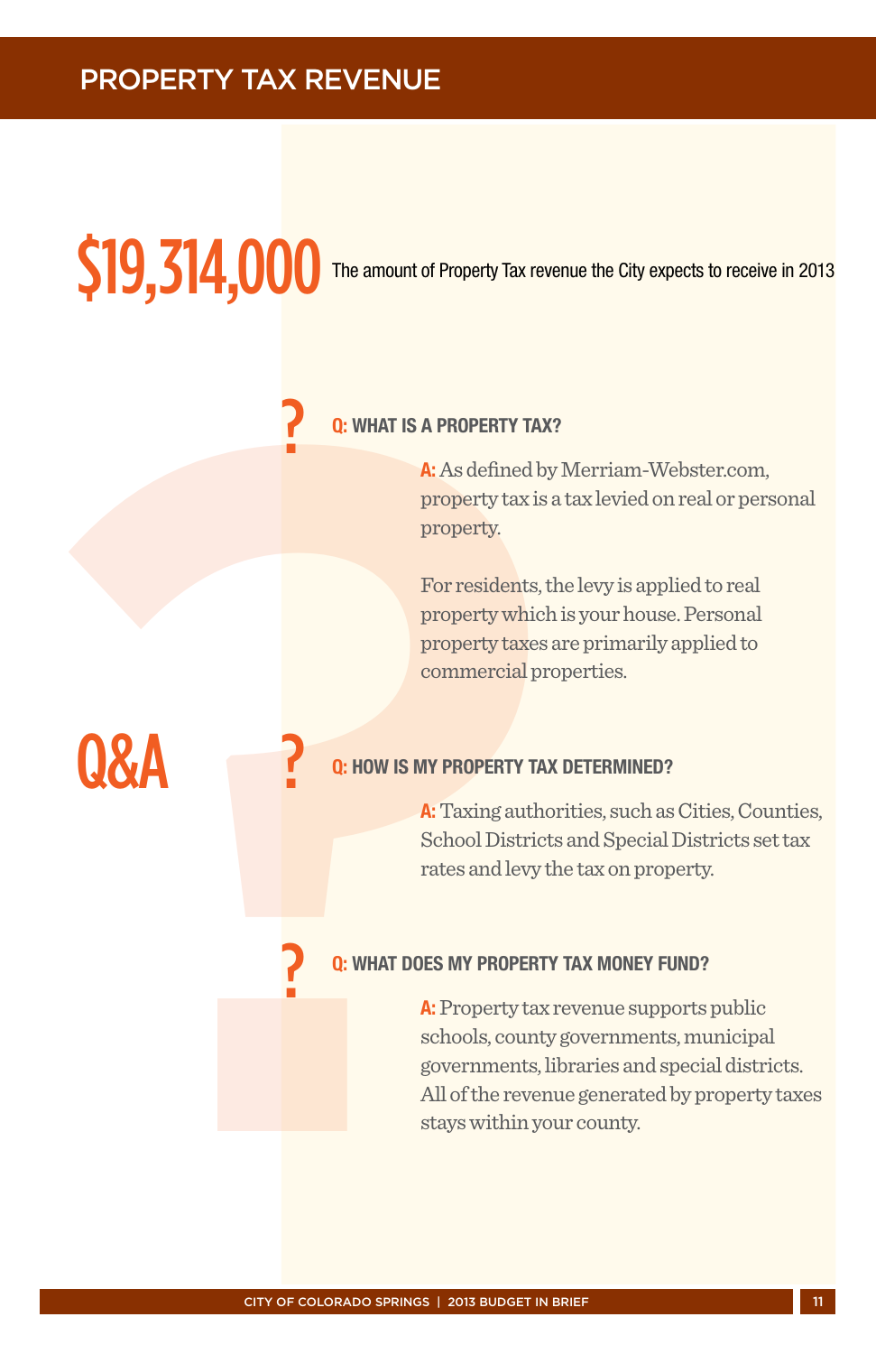# PROPERTY TAX REVENUE

**$19,314,000** The amount of Property Tax revenue the City expects to receive in 2013

## Q&A

**Q: WHAT IS A PROPERTY TAX?**

**A:** As defined by Merriam-Webster.com, property tax is a tax levied on real or personal property.

For residents, the levy is applied to real property which is your house. Personal property taxes are primarily applied to commercial properties.

**Q: HOW IS MY PROPERTY TAX DETERMINED?**

**A:** Taxing authorities, such as Cities, Counties, School Districts and Special Districts set tax rates and levy the tax on property.

**Q: WHAT DOES MY PROPERTY TAX MONEY FUND?**

**A:** Property tax revenue supports public schools, county governments, municipal governments, libraries and special districts. All of the revenue generated by property taxes stays within your county.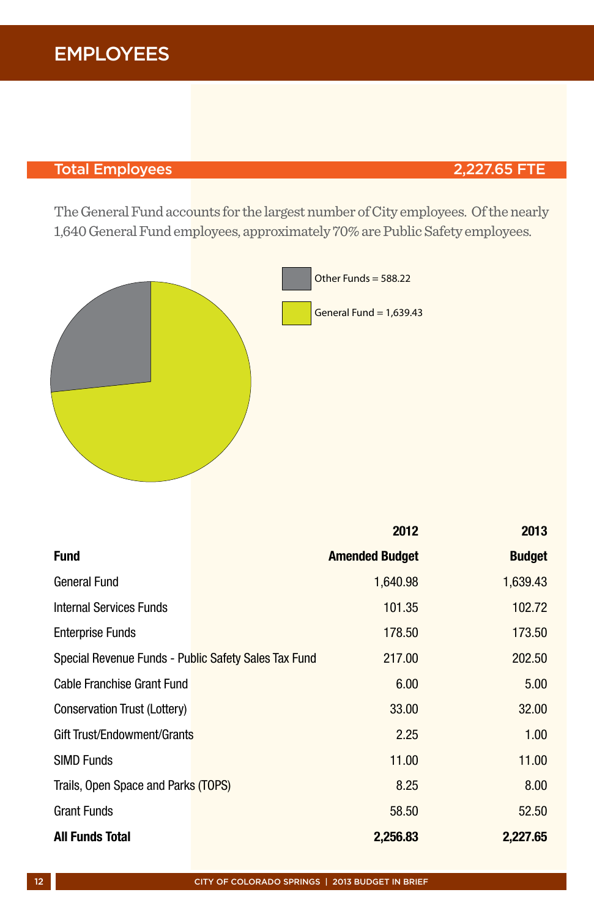# EMPLOYEES

## Total Employees 2,227.65 FTE

The General Fund accounts for the largest number of City employees. Of the nearly 1,640 General Fund employees, approximately 70% are Public Safety employees.

Other Funds = 588.22

General Fund = 1,639.43

| Fund | 2012 Amended Budget | 2013 Budget |
|---|---|---|
| General Fund | 1,640.98 | 1,639.43 |
| Internal Services Funds | 101.35 | 102.72 |
| Enterprise Funds | 178.50 | 173.50 |
| Special Revenue Funds - Public Safety Sales Tax Fund | 217.00 | 202.50 |
| Cable Franchise Grant Fund | 6.00 | 5.00 |
| Conservation Trust (Lottery) | 33.00 | 32.00 |
| Gift Trust/Endowment/Grants | 2.25 | 1.00 |
| SIMD Funds | 11.00 | 11.00 |
| Trails, Open Space and Parks (TOPS) | 8.25 | 8.00 |
| Grant Funds | 58.50 | 52.50 |
| **All Funds Total** | **2,256.83** | **2,227.65** |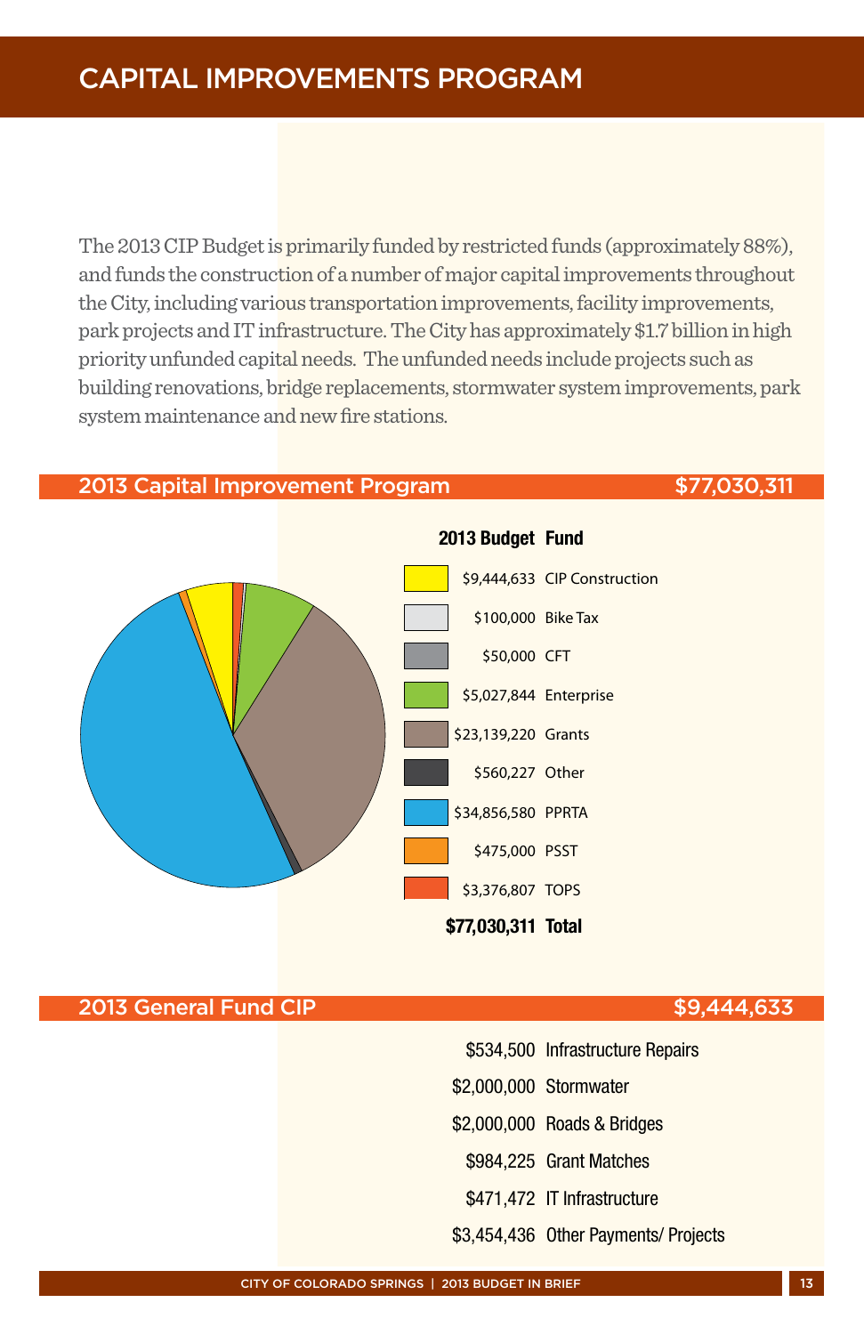# CAPITAL IMPROVEMENTS PROGRAM

The 2013 CIP Budget is primarily funded by restricted funds (approximately 88%), and funds the construction of a number of major capital improvements throughout the City, including various transportation improvements, facility improvements, park projects and IT infrastructure. The City has approximately $1.7 billion in high priority unfunded capital needs. The unfunded needs include projects such as building renovations, bridge replacements, stormwater system improvements, park system maintenance and new fire stations.

## 2013 Capital Improvement Program — $77,030,311

| 2013 Budget | Fund |
|---|---|
| $9,444,633 | CIP Construction |
| $100,000 | Bike Tax |
| $50,000 | CFT |
| $5,027,844 | Enterprise |
| $23,139,220 | Grants |
| $560,227 | Other |
| $34,856,580 | PPRTA |
| $475,000 | PSST |
| $3,376,807 | TOPS |
| **$77,030,311** | **Total** |

## 2013 General Fund CIP — $9,444,633

| Amount | Category |
|---|---|
| $534,500 | Infrastructure Repairs |
| $2,000,000 | Stormwater |
| $2,000,000 | Roads & Bridges |
| $984,225 | Grant Matches |
| $471,472 | IT Infrastructure |
| $3,454,436 | Other Payments/ Projects |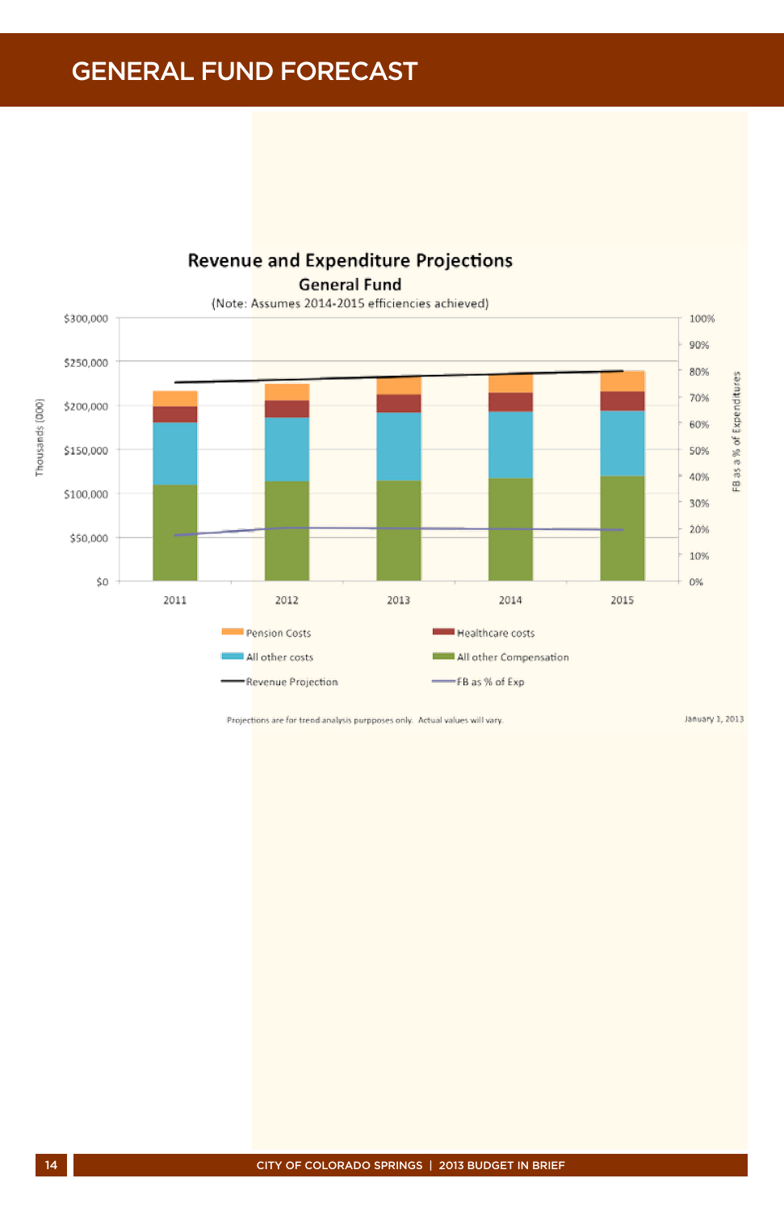# GENERAL FUND FORECAST

## Revenue and Expenditure Projections

### General Fund

(Note: Assumes 2014-2015 efficiencies achieved)

Thousands (000)

$300,000
$250,000
$200,000
$150,000
$100,000
$50,000
$0

2011 2012 2013 2014 2015

100%
90%
80%
70%
60%
50%
40%
30%
20%
10%
0%

FB as a % of Expenditures

Pension Costs
Healthcare costs
All other costs
All other Compensation
Revenue Projection
FB as % of Exp

Projections are for trend analysis purpposes only. Actual values will vary.

January 1, 2013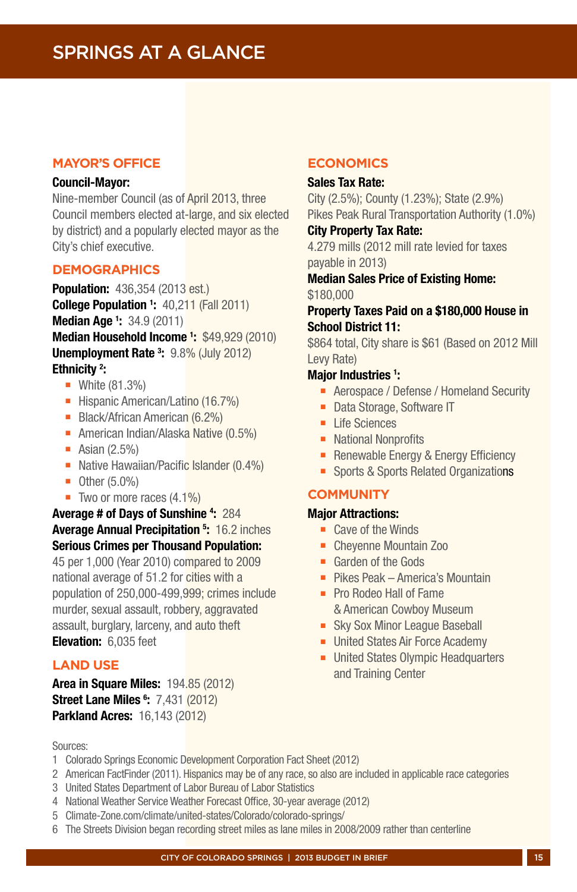# SPRINGS AT A GLANCE

## MAYOR'S OFFICE

**Council-Mayor:**
Nine-member Council (as of April 2013, three Council members elected at-large, and six elected by district) and a popularly elected mayor as the City's chief executive.

## DEMOGRAPHICS

**Population:** 436,354 (2013 est.)
**College Population [1]:** 40,211 (Fall 2011)
**Median Age [1]:** 34.9 (2011)
**Median Household Income [1]:** $49,929 (2010)
**Unemployment Rate [3]:** 9.8% (July 2012)
**Ethnicity [2]:**

- White (81.3%)
- Hispanic American/Latino (16.7%)
- Black/African American (6.2%)
- American Indian/Alaska Native (0.5%)
- Asian (2.5%)
- Native Hawaiian/Pacific Islander (0.4%)
- Other (5.0%)
- Two or more races (4.1%)

**Average # of Days of Sunshine [4]:** 284
**Average Annual Precipitation [5]:** 16.2 inches
**Serious Crimes per Thousand Population:**
45 per 1,000 (Year 2010) compared to 2009 national average of 51.2 for cities with a population of 250,000-499,999; crimes include murder, sexual assault, robbery, aggravated assault, burglary, larceny, and auto theft
**Elevation:** 6,035 feet

## LAND USE

**Area in Square Miles:** 194.85 (2012)
**Street Lane Miles [6]:** 7,431 (2012)
**Parkland Acres:** 16,143 (2012)

## ECONOMICS

**Sales Tax Rate:**
City (2.5%); County (1.23%); State (2.9%)
Pikes Peak Rural Transportation Authority (1.0%)
**City Property Tax Rate:**
4.279 mills (2012 mill rate levied for taxes payable in 2013)
**Median Sales Price of Existing Home:**
$180,000
**Property Taxes Paid on a $180,000 House in School District 11:**
$864 total, City share is $61 (Based on 2012 Mill Levy Rate)
**Major Industries [1]:**

- Aerospace / Defense / Homeland Security
- Data Storage, Software IT
- Life Sciences
- National Nonprofits
- Renewable Energy & Energy Efficiency
- Sports & Sports Related Organizations

## COMMUNITY

**Major Attractions:**

- Cave of the Winds
- Cheyenne Mountain Zoo
- Garden of the Gods
- Pikes Peak – America's Mountain
- Pro Rodeo Hall of Fame & American Cowboy Museum
- Sky Sox Minor League Baseball
- United States Air Force Academy
- United States Olympic Headquarters and Training Center

Sources:

1. Colorado Springs Economic Development Corporation Fact Sheet (2012)
2. American FactFinder (2011). Hispanics may be of any race, so also are included in applicable race categories
3. United States Department of Labor Bureau of Labor Statistics
4. National Weather Service Weather Forecast Office, 30-year average (2012)
5. Climate-Zone.com/climate/united-states/Colorado/colorado-springs/
6. The Streets Division began recording street miles as lane miles in 2008/2009 rather than centerline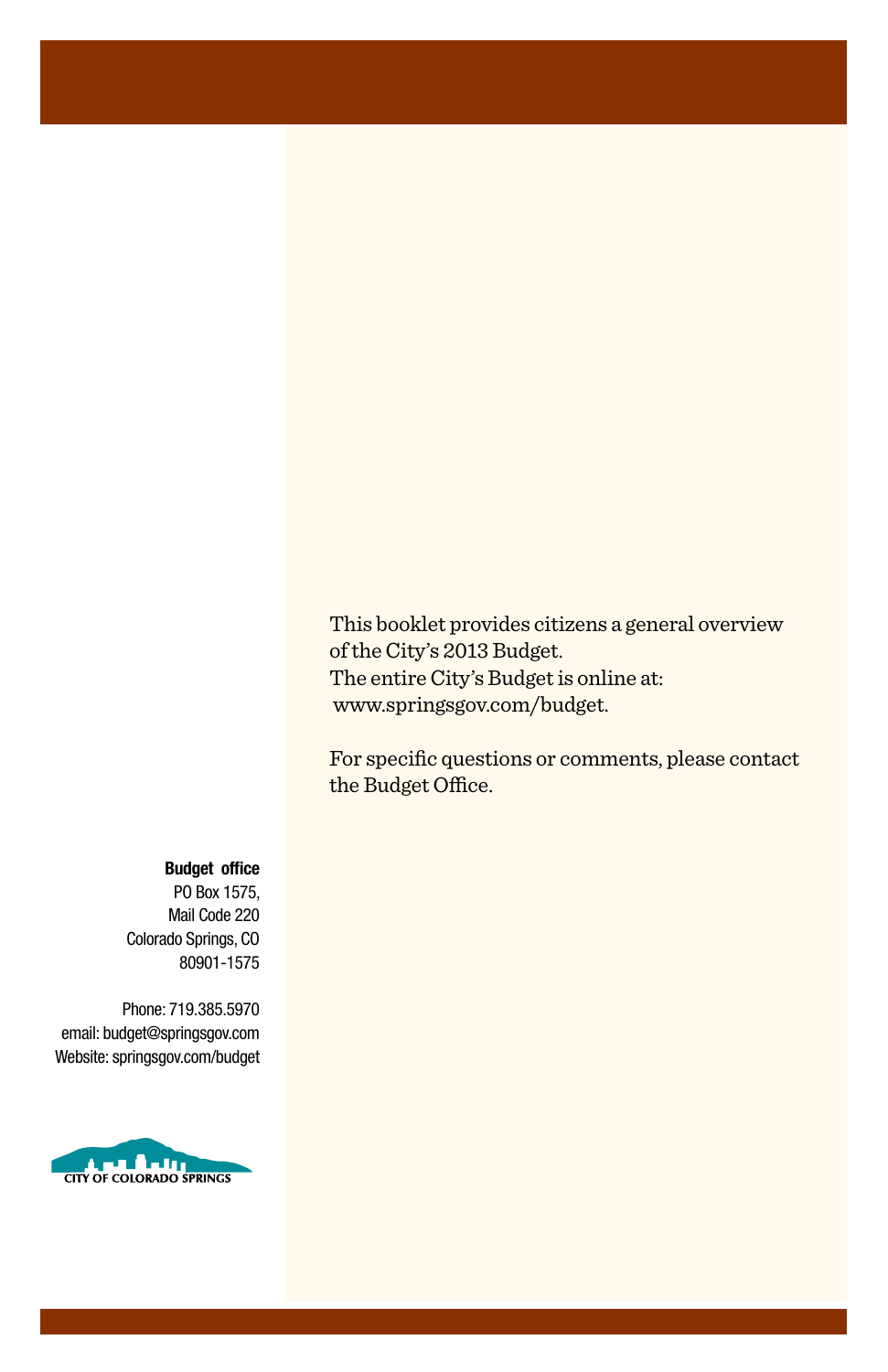This booklet provides citizens a general overview of the City's 2013 Budget.
The entire City's Budget is online at:
www.springsgov.com/budget.

For specific questions or comments, please contact the Budget Office.

**Budget office**
PO Box 1575,
Mail Code 220
Colorado Springs, CO
80901-1575

Phone: 719.385.5970
email: budget@springsgov.com
Website: springsgov.com/budget

CITY OF COLORADO SPRINGS